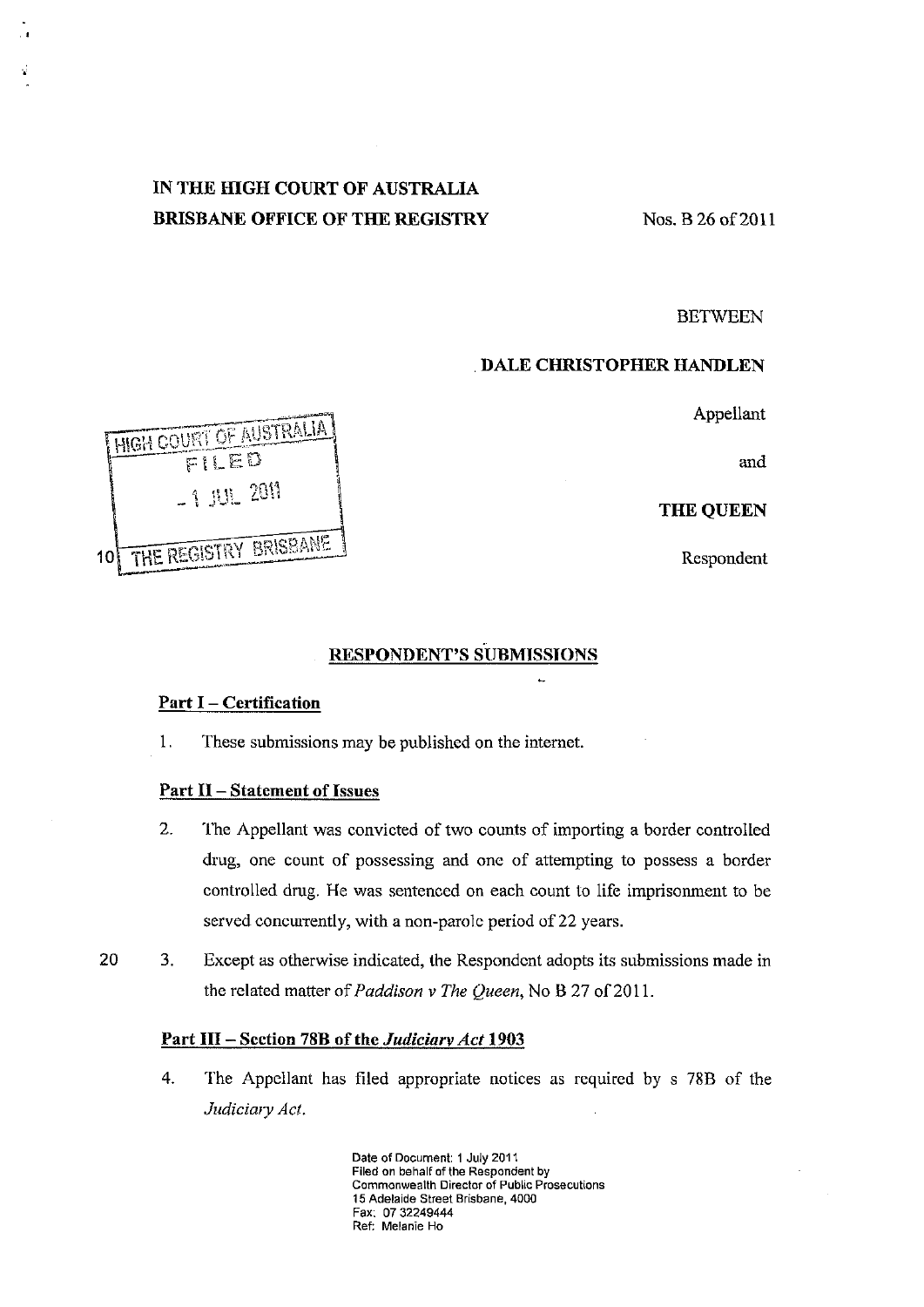IN THE HIGH COURT OF AUSTRALIA
BRISBANE OFFICE OF THE REGISTRY

Nos. B 26 of 2011

BETWEEN

DALE CHRISTOPHER HANDLEN

Appellant

and

THE QUEEN

Respondent

HIGH COURT OF AUSTRALIA
FILED
- 1 JUL 2011
THE REGISTRY BRISBANE

## RESPONDENT'S SUBMISSIONS

### Part I – Certification

1. These submissions may be published on the internet.

### Part II – Statement of Issues

2. The Appellant was convicted of two counts of importing a border controlled drug, one count of possessing and one of attempting to possess a border controlled drug. He was sentenced on each count to life imprisonment to be served concurrently, with a non-parole period of 22 years.

3. Except as otherwise indicated, the Respondent adopts its submissions made in the related matter of *Paddison v The Queen*, No B 27 of 2011.

### Part III – Section 78B of the *Judiciary Act* 1903

4. The Appellant has filed appropriate notices as required by s 78B of the *Judiciary Act*.

Date of Document: 1 July 2011
Filed on behalf of the Respondent by
Commonwealth Director of Public Prosecutions
15 Adelaide Street Brisbane, 4000
Fax: 07 32249444
Ref: Melanie Ho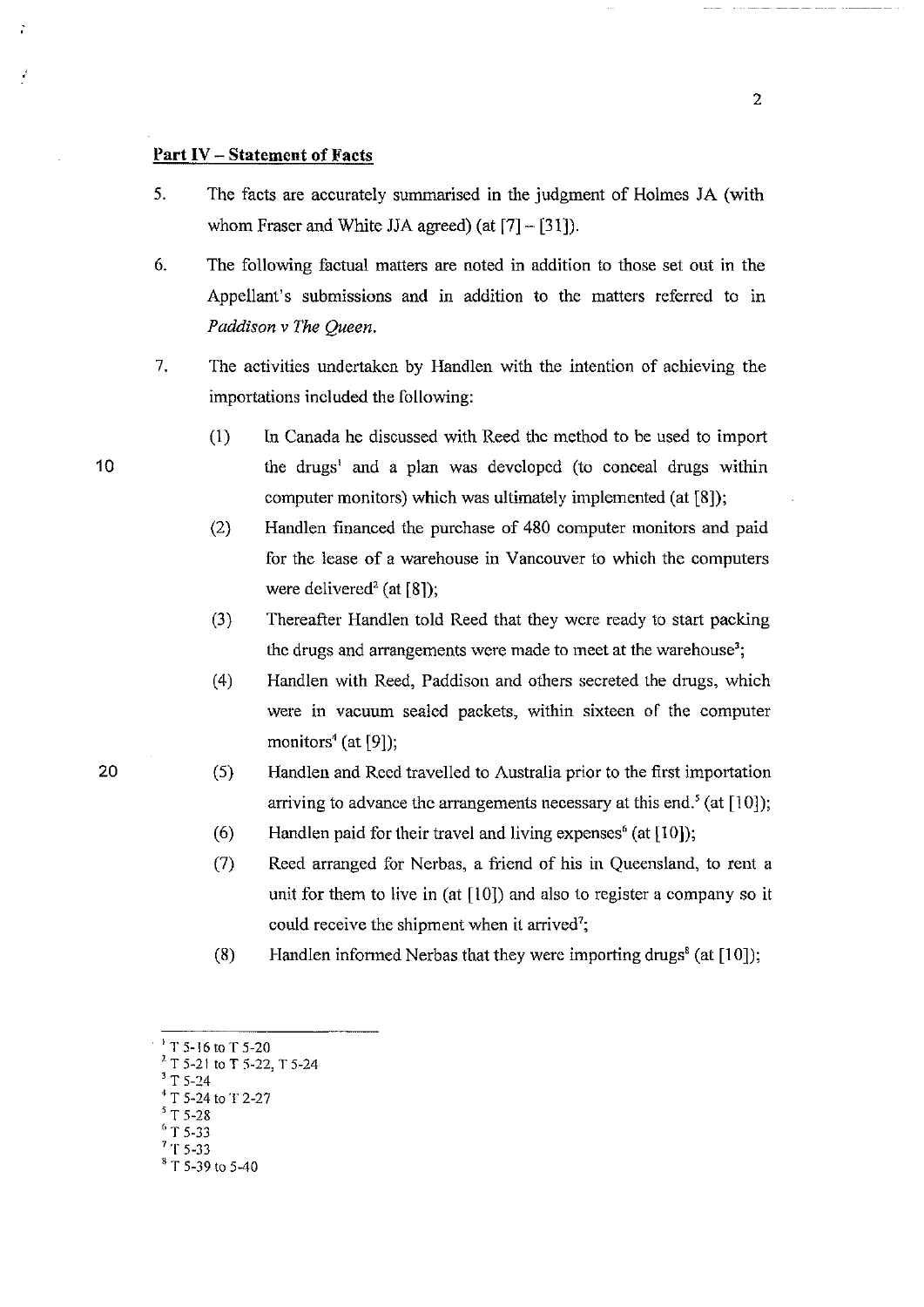## Part IV – Statement of Facts

5. The facts are accurately summarised in the judgment of Holmes JA (with whom Fraser and White JJA agreed) (at [7] – [31]).

6. The following factual matters are noted in addition to those set out in the Appellant's submissions and in addition to the matters referred to in *Paddison v The Queen*.

7. The activities undertaken by Handlen with the intention of achieving the importations included the following:

   (1) In Canada he discussed with Reed the method to be used to import the drugs[1] and a plan was developed (to conceal drugs within computer monitors) which was ultimately implemented (at [8]);

   (2) Handlen financed the purchase of 480 computer monitors and paid for the lease of a warehouse in Vancouver to which the computers were delivered[2] (at [8]);

   (3) Thereafter Handlen told Reed that they were ready to start packing the drugs and arrangements were made to meet at the warehouse[3];

   (4) Handlen with Reed, Paddison and others secreted the drugs, which were in vacuum sealed packets, within sixteen of the computer monitors[4] (at [9]);

   (5) Handlen and Reed travelled to Australia prior to the first importation arriving to advance the arrangements necessary at this end.[5] (at [10]);

   (6) Handlen paid for their travel and living expenses[6] (at [10]);

   (7) Reed arranged for Nerbas, a friend of his in Queensland, to rent a unit for them to live in (at [10]) and also to register a company so it could receive the shipment when it arrived[7];

   (8) Handlen informed Nerbas that they were importing drugs[8] (at [10]);

---

[1] T 5-16 to T 5-20
[2] T 5-21 to T 5-22, T 5-24
[3] T 5-24
[4] T 5-24 to T 2-27
[5] T 5-28
[6] T 5-33
[7] T 5-33
[8] T 5-39 to 5-40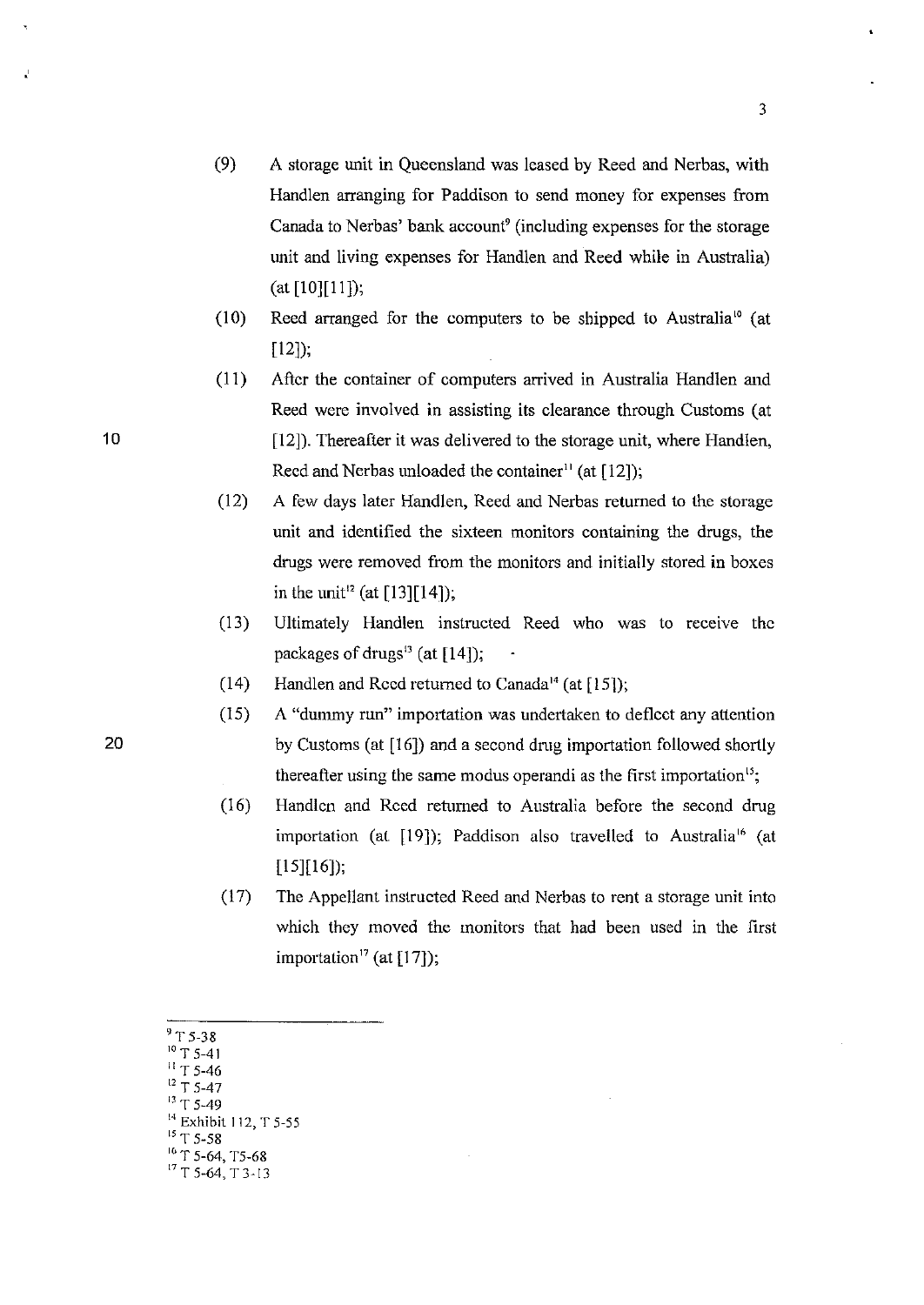(9) A storage unit in Queensland was leased by Reed and Nerbas, with Handlen arranging for Paddison to send money for expenses from Canada to Nerbas' bank account[9] (including expenses for the storage unit and living expenses for Handlen and Reed while in Australia) (at [10][11]);

(10) Reed arranged for the computers to be shipped to Australia[10] (at [12]);

(11) After the container of computers arrived in Australia Handlen and Reed were involved in assisting its clearance through Customs (at [12]). Thereafter it was delivered to the storage unit, where Handlen, Reed and Nerbas unloaded the container[11] (at [12]);

(12) A few days later Handlen, Reed and Nerbas returned to the storage unit and identified the sixteen monitors containing the drugs, the drugs were removed from the monitors and initially stored in boxes in the unit[12] (at [13][14]);

(13) Ultimately Handlen instructed Reed who was to receive the packages of drugs[13] (at [14]);

(14) Handlen and Reed returned to Canada[14] (at [15]);

(15) A "dummy run" importation was undertaken to deflect any attention by Customs (at [16]) and a second drug importation followed shortly thereafter using the same modus operandi as the first importation[15];

(16) Handlen and Reed returned to Australia before the second drug importation (at [19]); Paddison also travelled to Australia[16] (at [15][16]);

(17) The Appellant instructed Reed and Nerbas to rent a storage unit into which they moved the monitors that had been used in the first importation[17] (at [17]);

---

[9] T 5-38
[10] T 5-41
[11] T 5-46
[12] T 5-47
[13] T 5-49
[14] Exhibit 112, T 5-55
[15] T 5-58
[16] T 5-64, T5-68
[17] T 5-64, T 3-13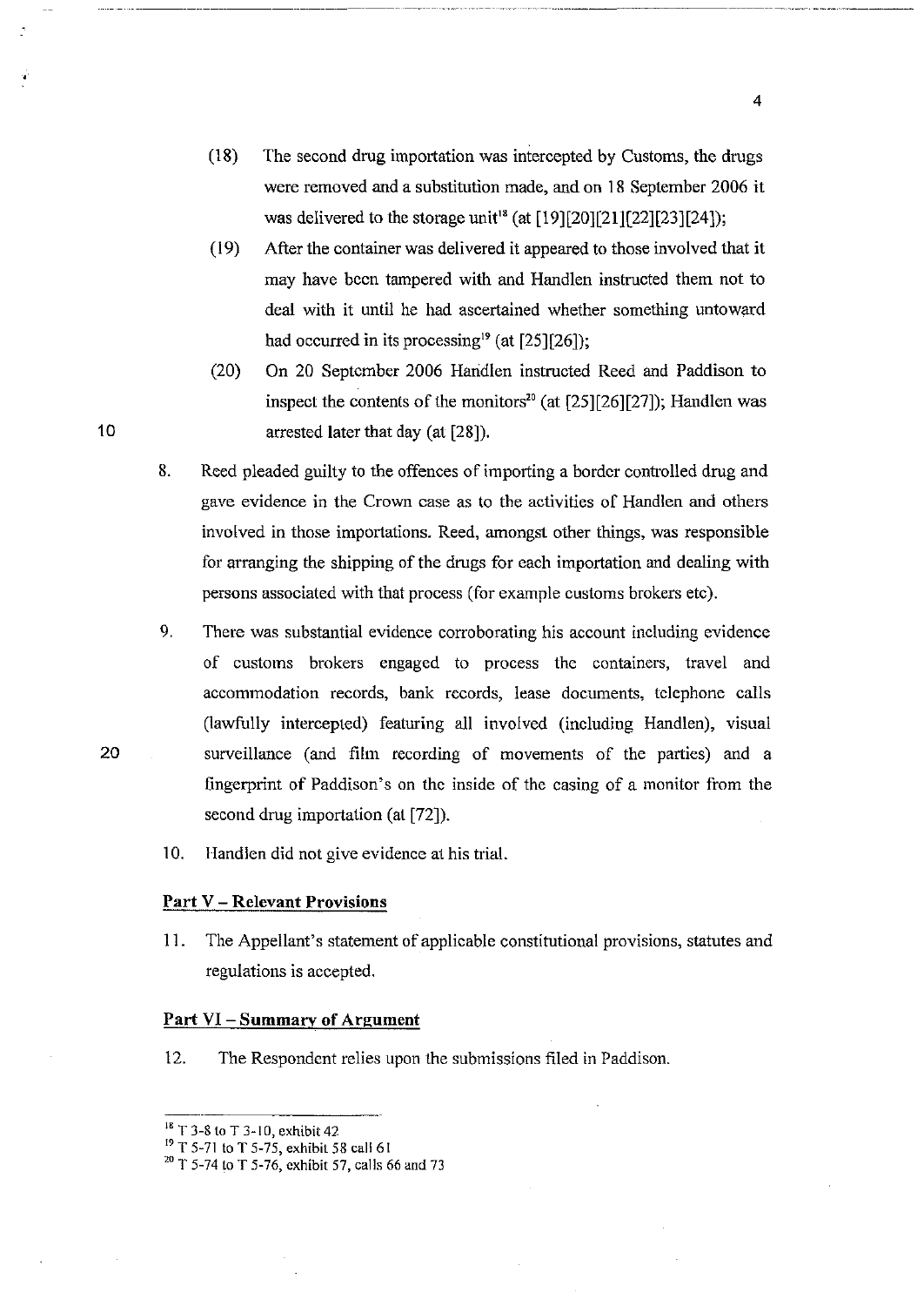(18) The second drug importation was intercepted by Customs, the drugs were removed and a substitution made, and on 18 September 2006 it was delivered to the storage unit[18] (at [19][20][21][22][23][24]);

(19) After the container was delivered it appeared to those involved that it may have been tampered with and Handlen instructed them not to deal with it until he had ascertained whether something untoward had occurred in its processing[19] (at [25][26]);

(20) On 20 September 2006 Handlen instructed Reed and Paddison to inspect the contents of the monitors[20] (at [25][26][27]); Handlen was arrested later that day (at [28]).

8. Reed pleaded guilty to the offences of importing a border controlled drug and gave evidence in the Crown case as to the activities of Handlen and others involved in those importations. Reed, amongst other things, was responsible for arranging the shipping of the drugs for each importation and dealing with persons associated with that process (for example customs brokers etc).

9. There was substantial evidence corroborating his account including evidence of customs brokers engaged to process the containers, travel and accommodation records, bank records, lease documents, telephone calls (lawfully intercepted) featuring all involved (including Handlen), visual surveillance (and film recording of movements of the parties) and a fingerprint of Paddison's on the inside of the casing of a monitor from the second drug importation (at [72]).

10. Handlen did not give evidence at his trial.

## Part V – Relevant Provisions

11. The Appellant's statement of applicable constitutional provisions, statutes and regulations is accepted.

## Part VI – Summary of Argument

12. The Respondent relies upon the submissions filed in Paddison.

---

[18] T 3-8 to T 3-10, exhibit 42

[19] T 5-71 to T 5-75, exhibit 58 call 61

[20] T 5-74 to T 5-76, exhibit 57, calls 66 and 73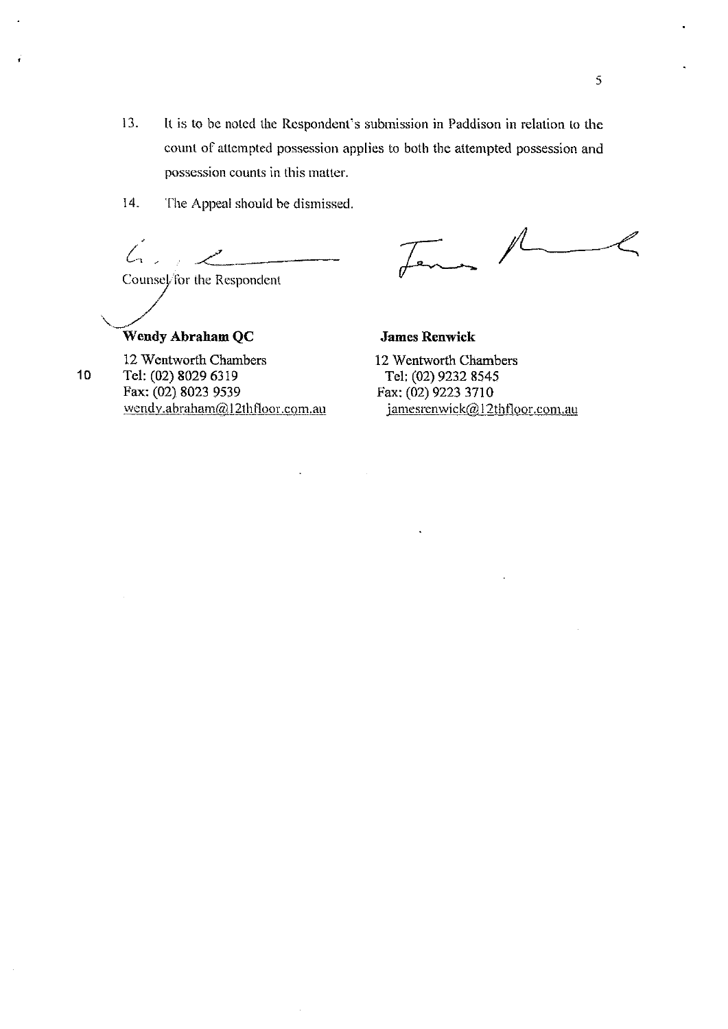13. It is to be noted the Respondent's submission in Paddison in relation to the count of attempted possession applies to both the attempted possession and possession counts in this matter.

14. The Appeal should be dismissed.

Counsel for the Respondent

**Wendy Abraham QC**

12 Wentworth Chambers
Tel: (02) 8029 6319
Fax: (02) 8023 9539
wendy.abraham@12thfloor.com.au

**James Renwick**

12 Wentworth Chambers
Tel: (02) 9232 8545
Fax: (02) 9223 3710
jamesrenwick@12thfloor.com.au